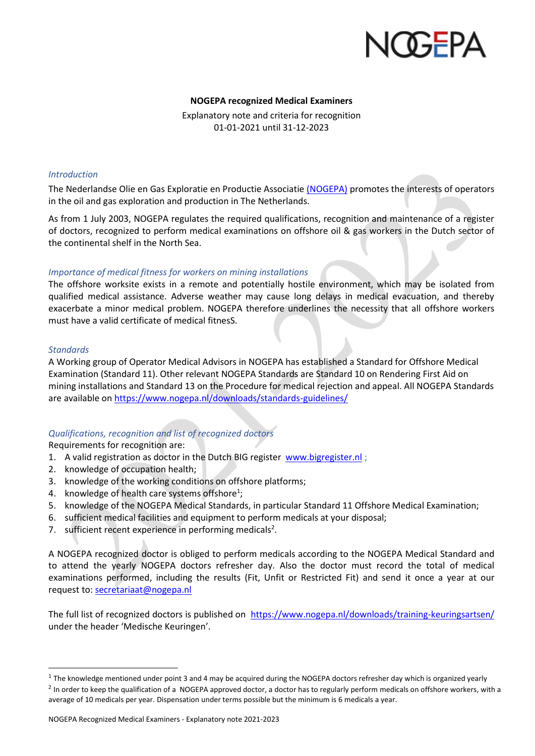**NOGEPA recognized Medical Examiners**

Explanatory note and criteria for recognition
01-01-2021 until 31-12-2023

*Introduction*

The Nederlandse Olie en Gas Exploratie en Productie Associatie (NOGEPA) promotes the interests of operators in the oil and gas exploration and production in The Netherlands.

As from 1 July 2003, NOGEPA regulates the required qualifications, recognition and maintenance of a register of doctors, recognized to perform medical examinations on offshore oil & gas workers in the Dutch sector of the continental shelf in the North Sea.

*Importance of medical fitness for workers on mining installations*

The offshore worksite exists in a remote and potentially hostile environment, which may be isolated from qualified medical assistance. Adverse weather may cause long delays in medical evacuation, and thereby exacerbate a minor medical problem. NOGEPA therefore underlines the necessity that all offshore workers must have a valid certificate of medical fitnesS.

*Standards*

A Working group of Operator Medical Advisors in NOGEPA has established a Standard for Offshore Medical Examination (Standard 11). Other relevant NOGEPA Standards are Standard 10 on Rendering First Aid on mining installations and Standard 13 on the Procedure for medical rejection and appeal. All NOGEPA Standards are available on https://www.nogepa.nl/downloads/standards-guidelines/

*Qualifications, recognition and list of recognized doctors*

Requirements for recognition are:

1. A valid registration as doctor in the Dutch BIG register www.bigregister.nl ;
2. knowledge of occupation health;
3. knowledge of the working conditions on offshore platforms;
4. knowledge of health care systems offshore[1];
5. knowledge of the NOGEPA Medical Standards, in particular Standard 11 Offshore Medical Examination;
6. sufficient medical facilities and equipment to perform medicals at your disposal;
7. sufficient recent experience in performing medicals[2].

A NOGEPA recognized doctor is obliged to perform medicals according to the NOGEPA Medical Standard and to attend the yearly NOGEPA doctors refresher day. Also the doctor must record the total of medical examinations performed, including the results (Fit, Unfit or Restricted Fit) and send it once a year at our request to: secretariaat@nogepa.nl

The full list of recognized doctors is published on https://www.nogepa.nl/downloads/training-keuringsartsen/ under the header 'Medische Keuringen'.

---

[1] The knowledge mentioned under point 3 and 4 may be acquired during the NOGEPA doctors refresher day which is organized yearly

[2] In order to keep the qualification of a NOGEPA approved doctor, a doctor has to regularly perform medicals on offshore workers, with a average of 10 medicals per year. Dispensation under terms possible but the minimum is 6 medicals a year.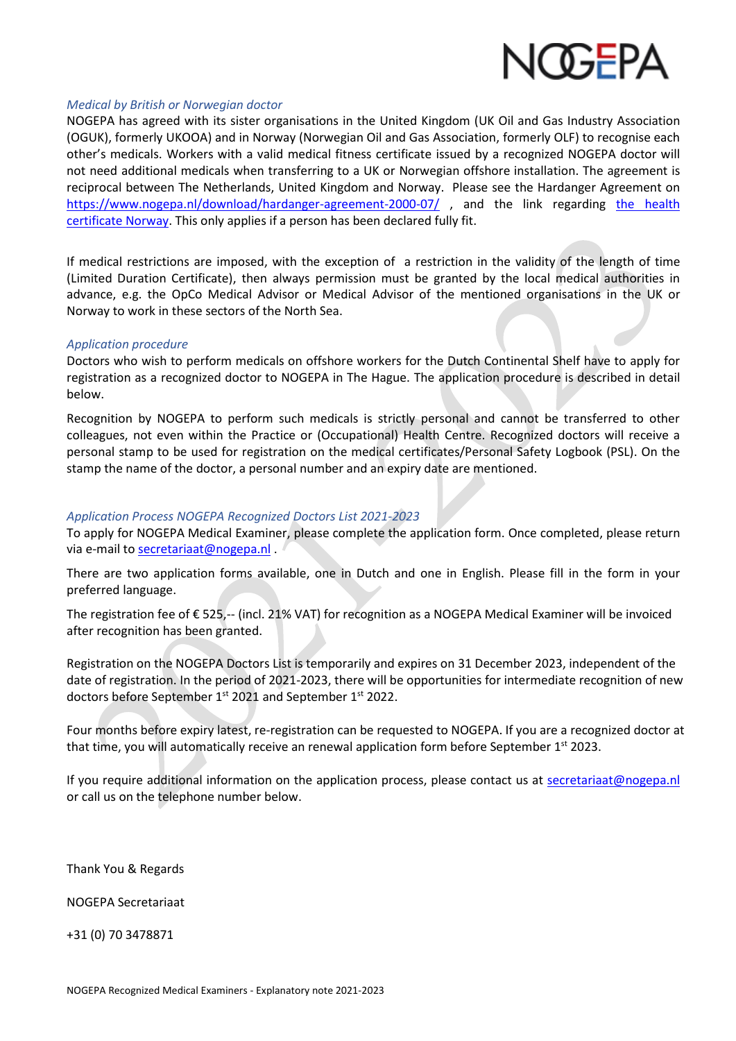*Medical by British or Norwegian doctor*

NOGEPA has agreed with its sister organisations in the United Kingdom (UK Oil and Gas Industry Association (OGUK), formerly UKOOA) and in Norway (Norwegian Oil and Gas Association, formerly OLF) to recognise each other's medicals. Workers with a valid medical fitness certificate issued by a recognized NOGEPA doctor will not need additional medicals when transferring to a UK or Norwegian offshore installation. The agreement is reciprocal between The Netherlands, United Kingdom and Norway. Please see the Hardanger Agreement on https://www.nogepa.nl/download/hardanger-agreement-2000-07/ , and the link regarding the health certificate Norway. This only applies if a person has been declared fully fit.

If medical restrictions are imposed, with the exception of a restriction in the validity of the length of time (Limited Duration Certificate), then always permission must be granted by the local medical authorities in advance, e.g. the OpCo Medical Advisor or Medical Advisor of the mentioned organisations in the UK or Norway to work in these sectors of the North Sea.

*Application procedure*

Doctors who wish to perform medicals on offshore workers for the Dutch Continental Shelf have to apply for registration as a recognized doctor to NOGEPA in The Hague. The application procedure is described in detail below.

Recognition by NOGEPA to perform such medicals is strictly personal and cannot be transferred to other colleagues, not even within the Practice or (Occupational) Health Centre. Recognized doctors will receive a personal stamp to be used for registration on the medical certificates/Personal Safety Logbook (PSL). On the stamp the name of the doctor, a personal number and an expiry date are mentioned.

*Application Process NOGEPA Recognized Doctors List 2021-2023*

To apply for NOGEPA Medical Examiner, please complete the application form. Once completed, please return via e-mail to secretariaat@nogepa.nl .

There are two application forms available, one in Dutch and one in English. Please fill in the form in your preferred language.

The registration fee of € 525,-- (incl. 21% VAT) for recognition as a NOGEPA Medical Examiner will be invoiced after recognition has been granted.

Registration on the NOGEPA Doctors List is temporarily and expires on 31 December 2023, independent of the date of registration. In the period of 2021-2023, there will be opportunities for intermediate recognition of new doctors before September 1st 2021 and September 1st 2022.

Four months before expiry latest, re-registration can be requested to NOGEPA. If you are a recognized doctor at that time, you will automatically receive an renewal application form before September 1st 2023.

If you require additional information on the application process, please contact us at secretariaat@nogepa.nl or call us on the telephone number below.

Thank You & Regards

NOGEPA Secretariaat

+31 (0) 70 3478871